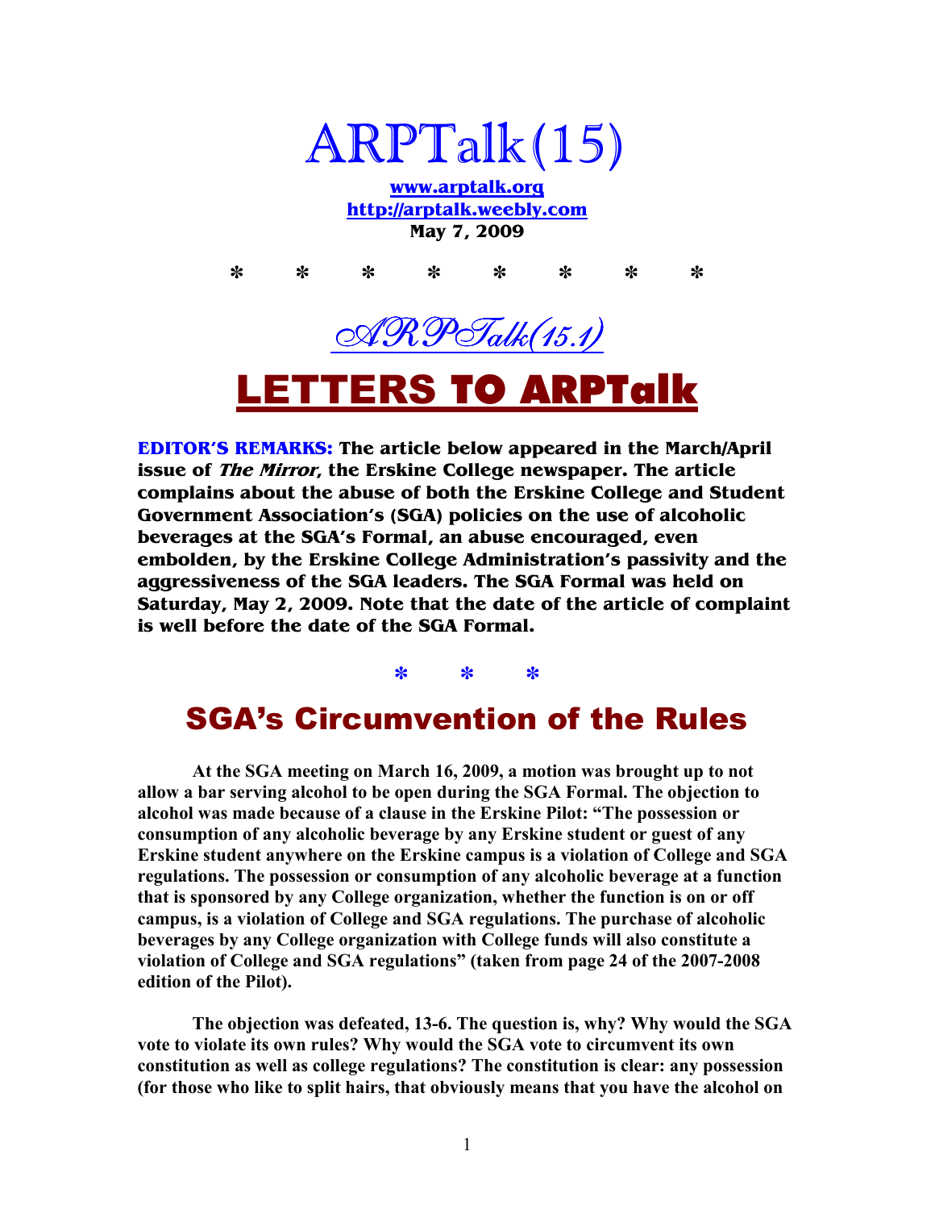# ARPTalk(15)

**[www.arptalk.org](http://www.arptalk.org)**
**[http://arptalk.weebly.com](http://arptalk.weebly.com)**
**May 7, 2009**

\* \* \* \* \* \* \* \*

## ARPTalk(15.1)

# LETTERS TO ARPTalk

**EDITOR'S REMARKS: The article below appeared in the March/April issue of *The Mirror*, the Erskine College newspaper. The article complains about the abuse of both the Erskine College and Student Government Association's (SGA) policies on the use of alcoholic beverages at the SGA's Formal, an abuse encouraged, even embolden, by the Erskine College Administration's passivity and the aggressiveness of the SGA leaders. The SGA Formal was held on Saturday, May 2, 2009. Note that the date of the article of complaint is well before the date of the SGA Formal.**

\* \* \*

## SGA's Circumvention of the Rules

**At the SGA meeting on March 16, 2009, a motion was brought up to not allow a bar serving alcohol to be open during the SGA Formal. The objection to alcohol was made because of a clause in the Erskine Pilot: "The possession or consumption of any alcoholic beverage by any Erskine student or guest of any Erskine student anywhere on the Erskine campus is a violation of College and SGA regulations. The possession or consumption of any alcoholic beverage at a function that is sponsored by any College organization, whether the function is on or off campus, is a violation of College and SGA regulations. The purchase of alcoholic beverages by any College organization with College funds will also constitute a violation of College and SGA regulations" (taken from page 24 of the 2007-2008 edition of the Pilot).**

**The objection was defeated, 13-6. The question is, why? Why would the SGA vote to violate its own rules? Why would the SGA vote to circumvent its own constitution as well as college regulations? The constitution is clear: any possession (for those who like to split hairs, that obviously means that you have the alcohol on**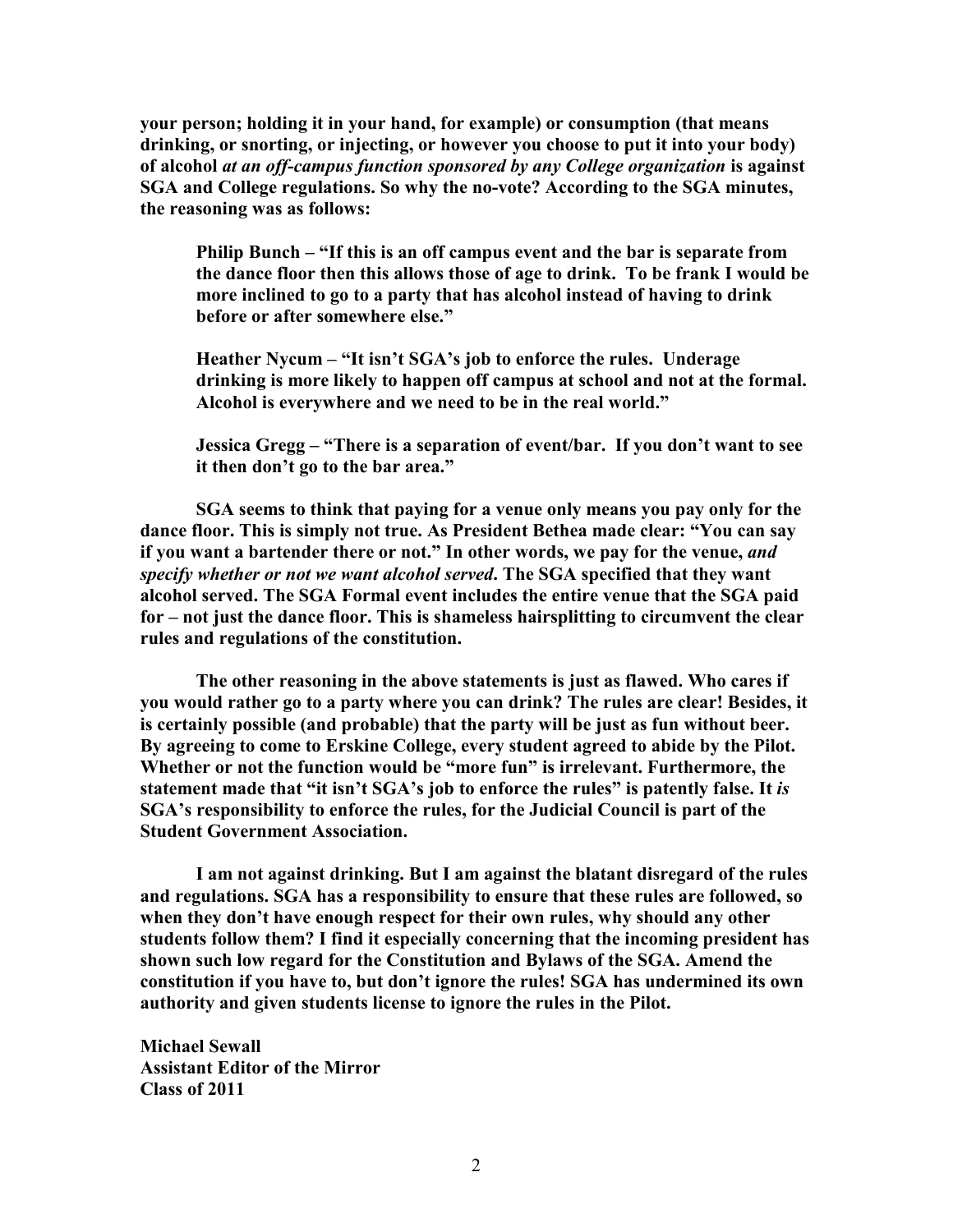**your person; holding it in your hand, for example) or consumption (that means drinking, or snorting, or injecting, or however you choose to put it into your body) of alcohol *at an off-campus function sponsored by any College organization* is against SGA and College regulations. So why the no-vote? According to the SGA minutes, the reasoning was as follows:**

> **Philip Bunch – "If this is an off campus event and the bar is separate from the dance floor then this allows those of age to drink. To be frank I would be more inclined to go to a party that has alcohol instead of having to drink before or after somewhere else."**
>
> **Heather Nycum – "It isn't SGA's job to enforce the rules. Underage drinking is more likely to happen off campus at school and not at the formal. Alcohol is everywhere and we need to be in the real world."**
>
> **Jessica Gregg – "There is a separation of event/bar. If you don't want to see it then don't go to the bar area."**

**SGA seems to think that paying for a venue only means you pay only for the dance floor. This is simply not true. As President Bethea made clear: "You can say if you want a bartender there or not." In other words, we pay for the venue, *and specify whether or not we want alcohol served.* The SGA specified that they want alcohol served. The SGA Formal event includes the entire venue that the SGA paid for – not just the dance floor. This is shameless hairsplitting to circumvent the clear rules and regulations of the constitution.**

**The other reasoning in the above statements is just as flawed. Who cares if you would rather go to a party where you can drink? The rules are clear! Besides, it is certainly possible (and probable) that the party will be just as fun without beer. By agreeing to come to Erskine College, every student agreed to abide by the Pilot. Whether or not the function would be "more fun" is irrelevant. Furthermore, the statement made that "it isn't SGA's job to enforce the rules" is patently false. It *is* SGA's responsibility to enforce the rules, for the Judicial Council is part of the Student Government Association.**

**I am not against drinking. But I am against the blatant disregard of the rules and regulations. SGA has a responsibility to ensure that these rules are followed, so when they don't have enough respect for their own rules, why should any other students follow them? I find it especially concerning that the incoming president has shown such low regard for the Constitution and Bylaws of the SGA. Amend the constitution if you have to, but don't ignore the rules! SGA has undermined its own authority and given students license to ignore the rules in the Pilot.**

**Michael Sewall**
**Assistant Editor of the Mirror**
**Class of 2011**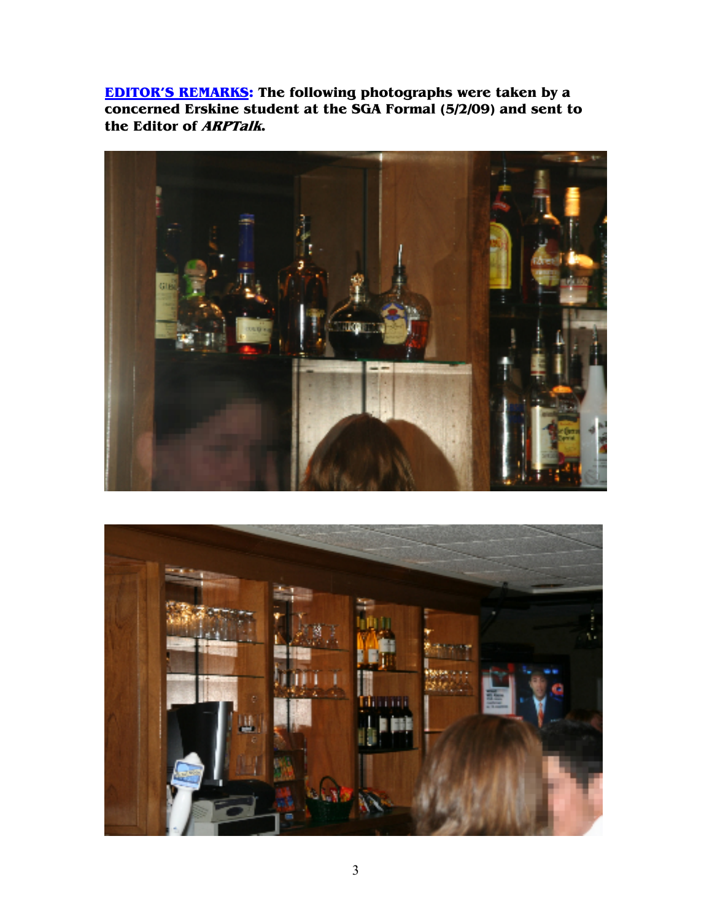**EDITOR'S REMARKS: The following photographs were taken by a concerned Erskine student at the SGA Formal (5/2/09) and sent to the Editor of *ARPTalk*.**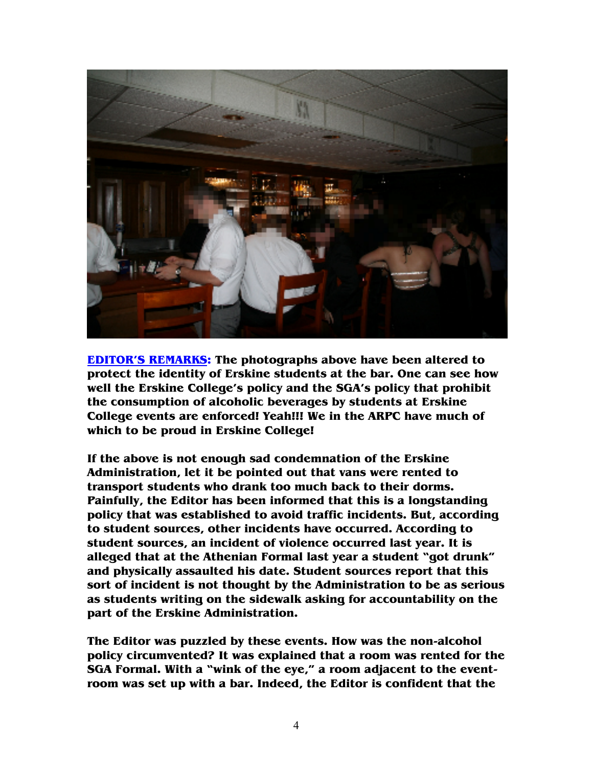**EDITOR'S REMARKS: The photographs above have been altered to protect the identity of Erskine students at the bar. One can see how well the Erskine College's policy and the SGA's policy that prohibit the consumption of alcoholic beverages by students at Erskine College events are enforced! Yeah!!! We in the ARPC have much of which to be proud in Erskine College!**

**If the above is not enough sad condemnation of the Erskine Administration, let it be pointed out that vans were rented to transport students who drank too much back to their dorms. Painfully, the Editor has been informed that this is a longstanding policy that was established to avoid traffic incidents. But, according to student sources, other incidents have occurred. According to student sources, an incident of violence occurred last year. It is alleged that at the Athenian Formal last year a student "got drunk" and physically assaulted his date. Student sources report that this sort of incident is not thought by the Administration to be as serious as students writing on the sidewalk asking for accountability on the part of the Erskine Administration.**

**The Editor was puzzled by these events. How was the non-alcohol policy circumvented? It was explained that a room was rented for the SGA Formal. With a "wink of the eye," a room adjacent to the event-room was set up with a bar. Indeed, the Editor is confident that the**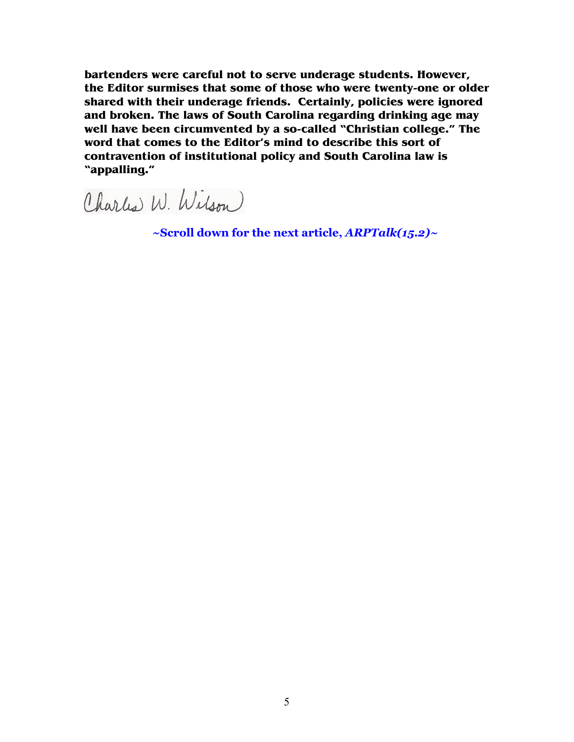**bartenders were careful not to serve underage students. However, the Editor surmises that some of those who were twenty-one or older shared with their underage friends. Certainly, policies were ignored and broken. The laws of South Carolina regarding drinking age may well have been circumvented by a so-called "Christian college." The word that comes to the Editor's mind to describe this sort of contravention of institutional policy and South Carolina law is "appalling."**

Charles W. Wilson

**~Scroll down for the next article, *ARPTalk(15.2)*~**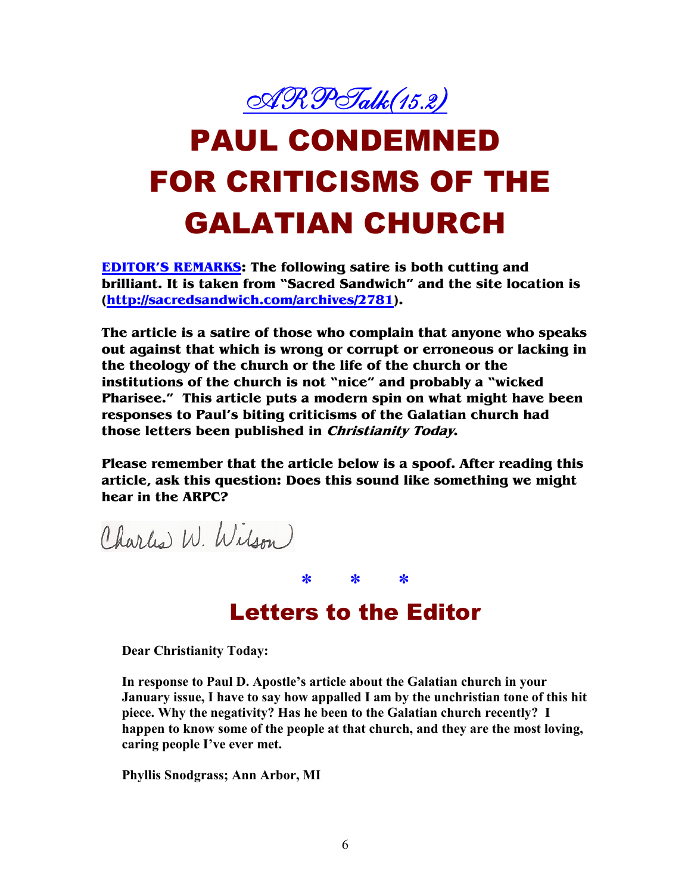*ARPTalk(15.2)*

# PAUL CONDEMNED FOR CRITICISMS OF THE GALATIAN CHURCH

**EDITOR'S REMARKS: The following satire is both cutting and brilliant. It is taken from "Sacred Sandwich" and the site location is (http://sacredsandwich.com/archives/2781).**

**The article is a satire of those who complain that anyone who speaks out against that which is wrong or corrupt or erroneous or lacking in the theology of the church or the life of the church or the institutions of the church is not "nice" and probably a "wicked Pharisee." This article puts a modern spin on what might have been responses to Paul's biting criticisms of the Galatian church had those letters been published in *Christianity Today*.**

**Please remember that the article below is a spoof. After reading this article, ask this question: Does this sound like something we might hear in the ARPC?**

Charles W. Wilson

\* \* \*

## Letters to the Editor

**Dear Christianity Today:**

**In response to Paul D. Apostle's article about the Galatian church in your January issue, I have to say how appalled I am by the unchristian tone of this hit piece. Why the negativity? Has he been to the Galatian church recently? I happen to know some of the people at that church, and they are the most loving, caring people I've ever met.**

**Phyllis Snodgrass; Ann Arbor, MI**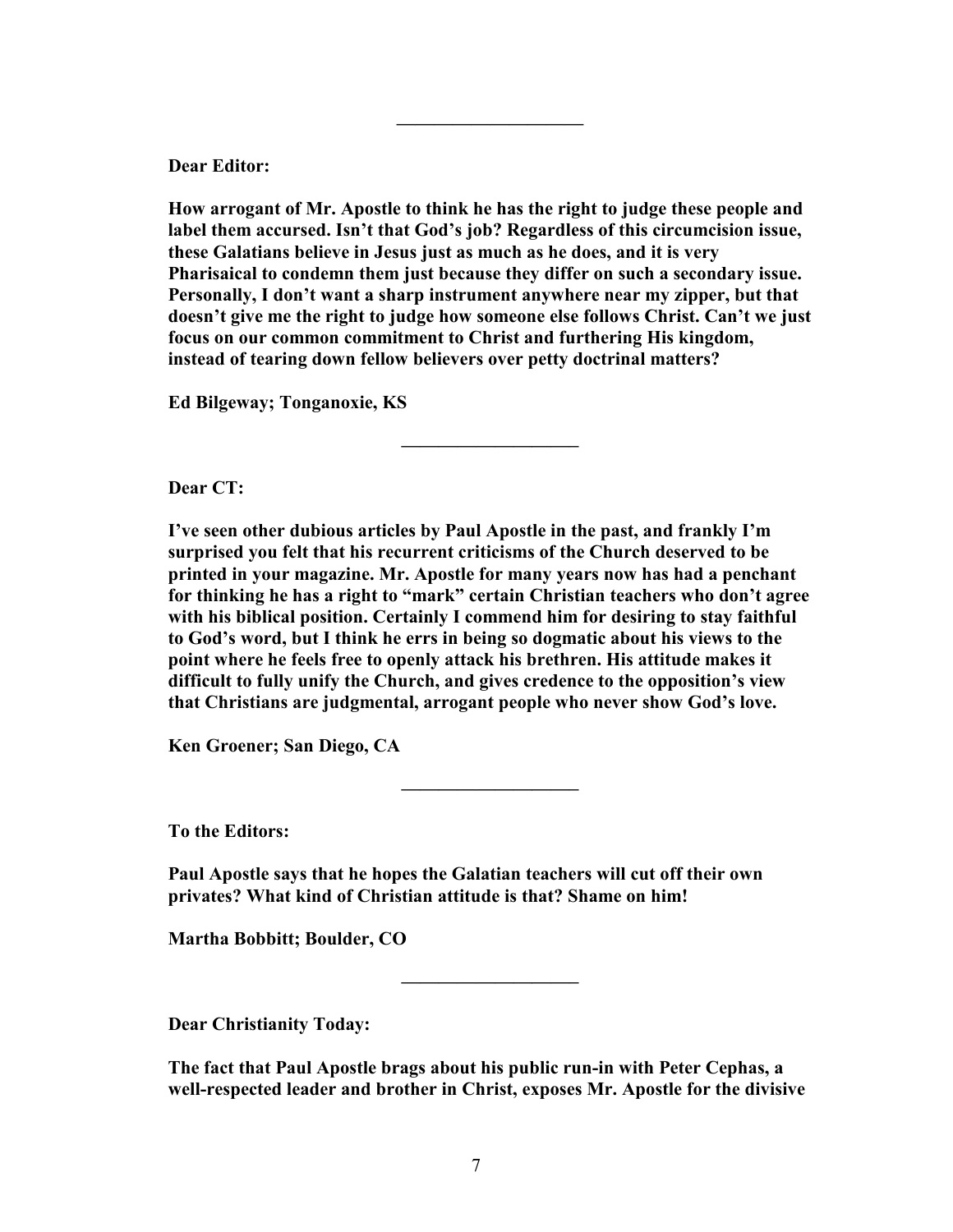---

**Dear Editor:**

**How arrogant of Mr. Apostle to think he has the right to judge these people and label them accursed. Isn't that God's job? Regardless of this circumcision issue, these Galatians believe in Jesus just as much as he does, and it is very Pharisaical to condemn them just because they differ on such a secondary issue. Personally, I don't want a sharp instrument anywhere near my zipper, but that doesn't give me the right to judge how someone else follows Christ. Can't we just focus on our common commitment to Christ and furthering His kingdom, instead of tearing down fellow believers over petty doctrinal matters?**

**Ed Bilgeway; Tonganoxie, KS**

---

**Dear CT:**

**I've seen other dubious articles by Paul Apostle in the past, and frankly I'm surprised you felt that his recurrent criticisms of the Church deserved to be printed in your magazine. Mr. Apostle for many years now has had a penchant for thinking he has a right to "mark" certain Christian teachers who don't agree with his biblical position. Certainly I commend him for desiring to stay faithful to God's word, but I think he errs in being so dogmatic about his views to the point where he feels free to openly attack his brethren. His attitude makes it difficult to fully unify the Church, and gives credence to the opposition's view that Christians are judgmental, arrogant people who never show God's love.**

**Ken Groener; San Diego, CA**

---

**To the Editors:**

**Paul Apostle says that he hopes the Galatian teachers will cut off their own privates? What kind of Christian attitude is that? Shame on him!**

**Martha Bobbitt; Boulder, CO**

---

**Dear Christianity Today:**

**The fact that Paul Apostle brags about his public run-in with Peter Cephas, a well-respected leader and brother in Christ, exposes Mr. Apostle for the divisive**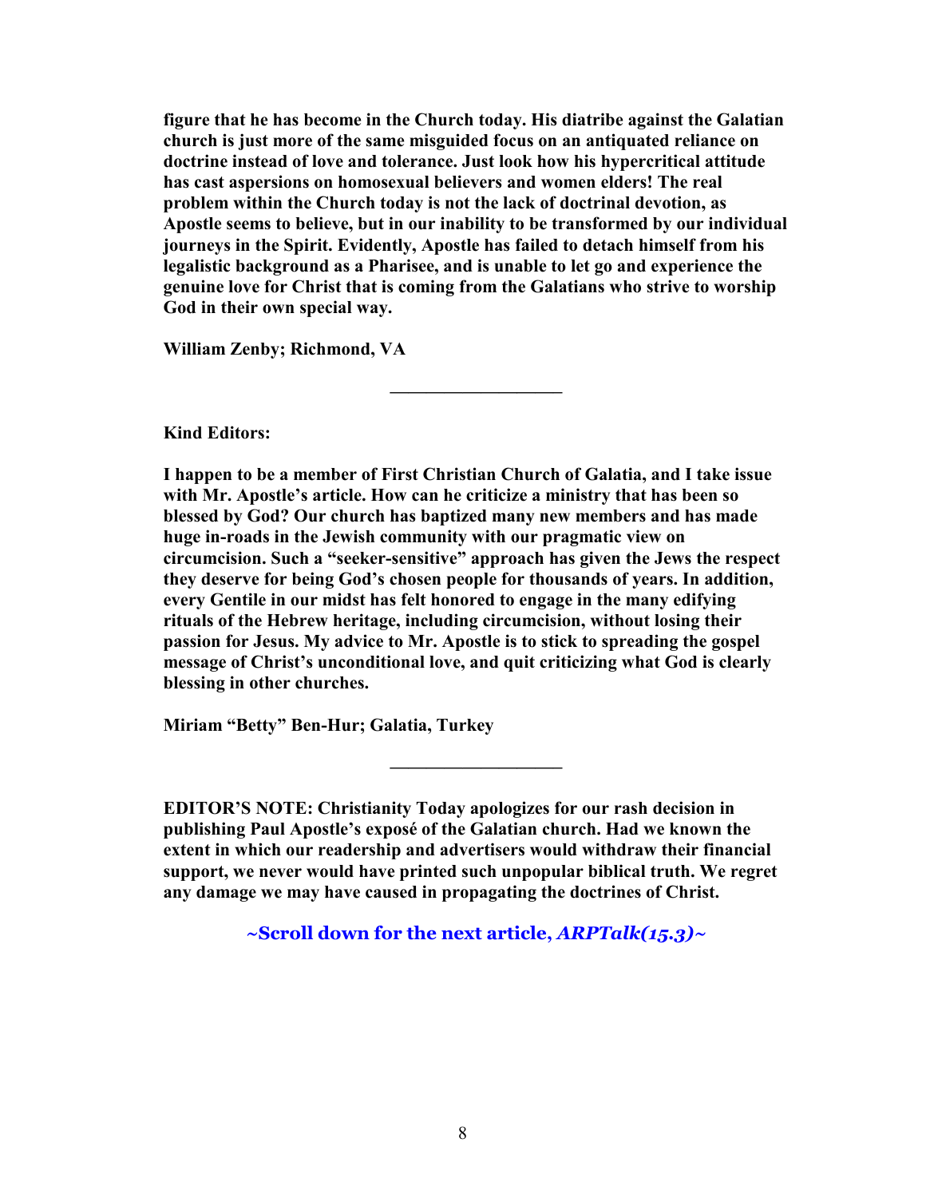**figure that he has become in the Church today. His diatribe against the Galatian church is just more of the same misguided focus on an antiquated reliance on doctrine instead of love and tolerance. Just look how his hypercritical attitude has cast aspersions on homosexual believers and women elders! The real problem within the Church today is not the lack of doctrinal devotion, as Apostle seems to believe, but in our inability to be transformed by our individual journeys in the Spirit. Evidently, Apostle has failed to detach himself from his legalistic background as a Pharisee, and is unable to let go and experience the genuine love for Christ that is coming from the Galatians who strive to worship God in their own special way.**

**William Zenby; Richmond, VA**

---

**Kind Editors:**

**I happen to be a member of First Christian Church of Galatia, and I take issue with Mr. Apostle's article. How can he criticize a ministry that has been so blessed by God? Our church has baptized many new members and has made huge in-roads in the Jewish community with our pragmatic view on circumcision. Such a "seeker-sensitive" approach has given the Jews the respect they deserve for being God's chosen people for thousands of years. In addition, every Gentile in our midst has felt honored to engage in the many edifying rituals of the Hebrew heritage, including circumcision, without losing their passion for Jesus. My advice to Mr. Apostle is to stick to spreading the gospel message of Christ's unconditional love, and quit criticizing what God is clearly blessing in other churches.**

**Miriam "Betty" Ben-Hur; Galatia, Turkey**

---

**EDITOR'S NOTE: Christianity Today apologizes for our rash decision in publishing Paul Apostle's exposé of the Galatian church. Had we known the extent in which our readership and advertisers would withdraw their financial support, we never would have printed such unpopular biblical truth. We regret any damage we may have caused in propagating the doctrines of Christ.**

**~Scroll down for the next article, *ARPTalk(15.3)*~**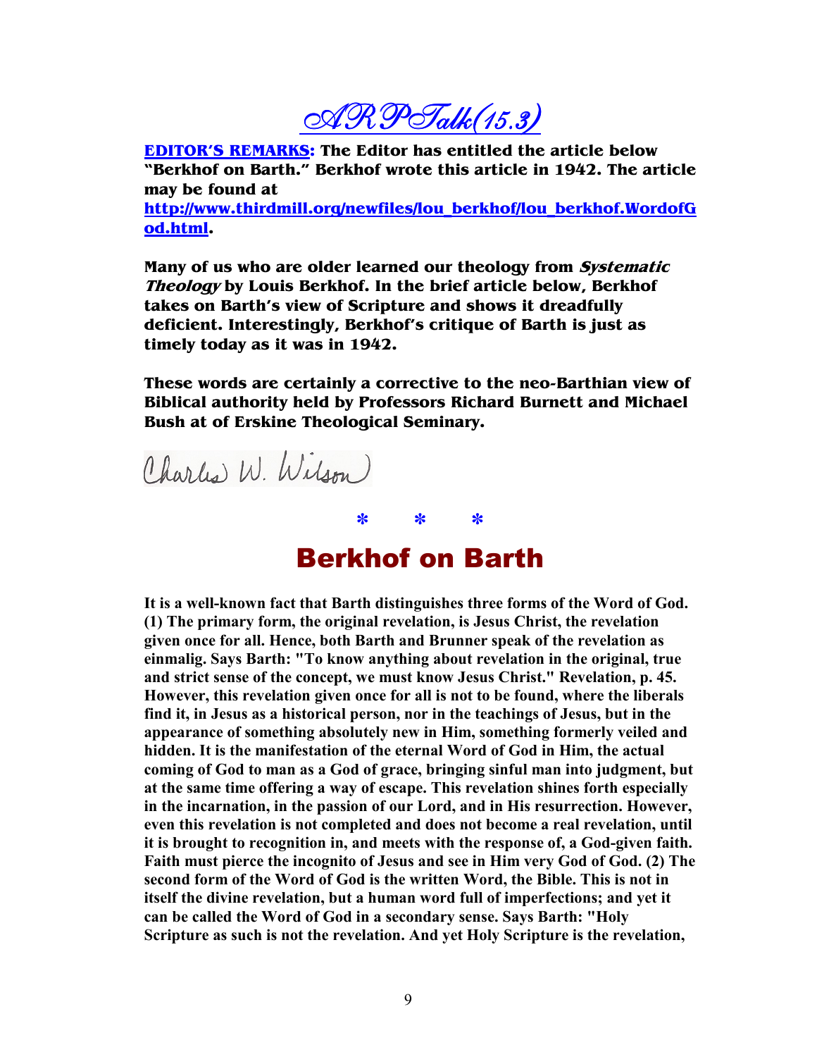# *ARPTalk (15.3)*

**EDITOR'S REMARKS: The Editor has entitled the article below "Berkhof on Barth." Berkhof wrote this article in 1942. The article may be found at http://www.thirdmill.org/newfiles/lou_berkhof/lou_berkhof.WordofGod.html.**

**Many of us who are older learned our theology from *Systematic Theology* by Louis Berkhof. In the brief article below, Berkhof takes on Barth's view of Scripture and shows it dreadfully deficient. Interestingly, Berkhof's critique of Barth is just as timely today as it was in 1942.**

**These words are certainly a corrective to the neo-Barthian view of Biblical authority held by Professors Richard Burnett and Michael Bush at of Erskine Theological Seminary.**

Charles W. Wilson

\* \* \*

## Berkhof on Barth

**It is a well-known fact that Barth distinguishes three forms of the Word of God. (1) The primary form, the original revelation, is Jesus Christ, the revelation given once for all. Hence, both Barth and Brunner speak of the revelation as einmalig. Says Barth: "To know anything about revelation in the original, true and strict sense of the concept, we must know Jesus Christ." Revelation, p. 45. However, this revelation given once for all is not to be found, where the liberals find it, in Jesus as a historical person, nor in the teachings of Jesus, but in the appearance of something absolutely new in Him, something formerly veiled and hidden. It is the manifestation of the eternal Word of God in Him, the actual coming of God to man as a God of grace, bringing sinful man into judgment, but at the same time offering a way of escape. This revelation shines forth especially in the incarnation, in the passion of our Lord, and in His resurrection. However, even this revelation is not completed and does not become a real revelation, until it is brought to recognition in, and meets with the response of, a God-given faith. Faith must pierce the incognito of Jesus and see in Him very God of God. (2) The second form of the Word of God is the written Word, the Bible. This is not in itself the divine revelation, but a human word full of imperfections; and yet it can be called the Word of God in a secondary sense. Says Barth: "Holy Scripture as such is not the revelation. And yet Holy Scripture is the revelation,**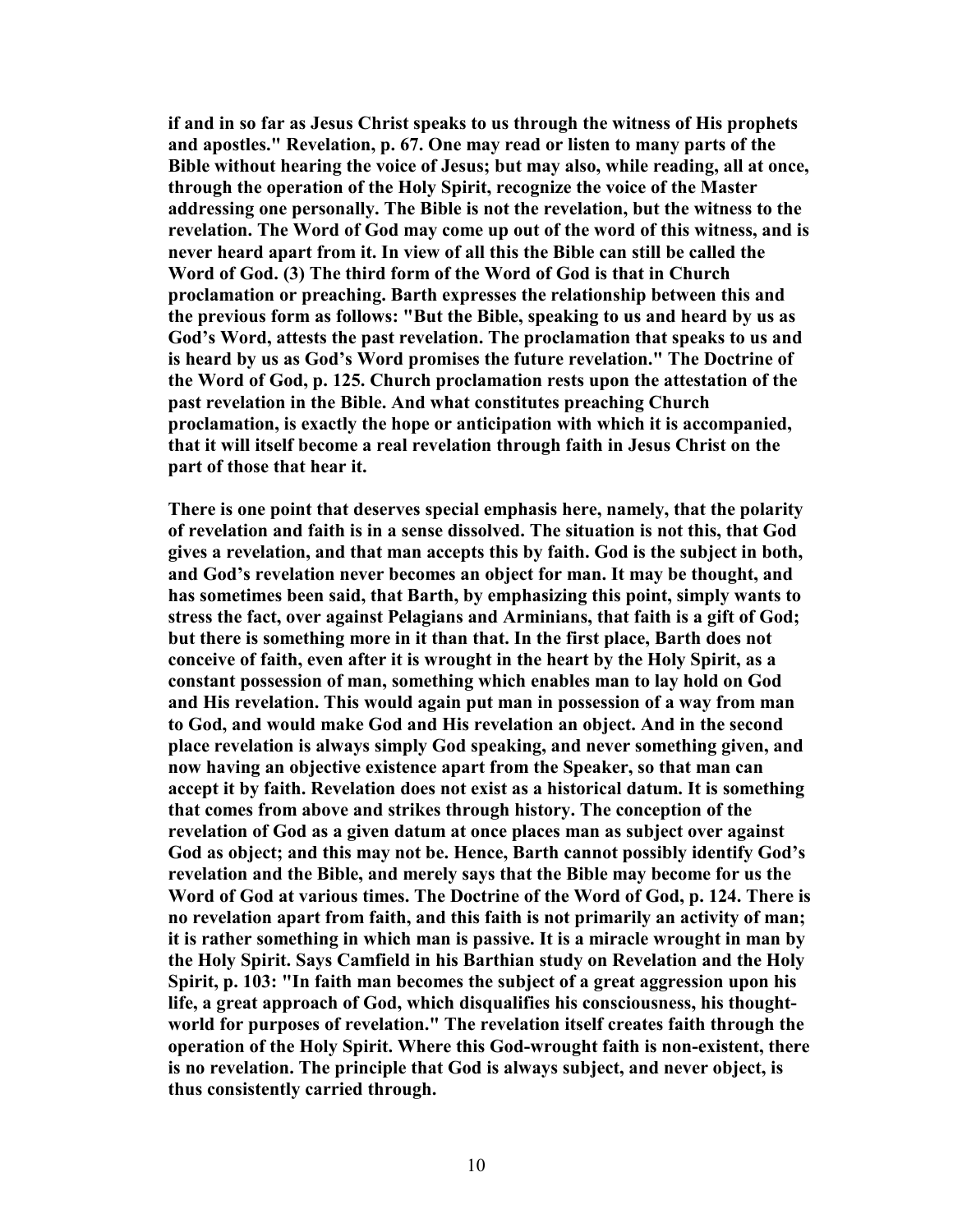**if and in so far as Jesus Christ speaks to us through the witness of His prophets and apostles." Revelation, p. 67. One may read or listen to many parts of the Bible without hearing the voice of Jesus; but may also, while reading, all at once, through the operation of the Holy Spirit, recognize the voice of the Master addressing one personally. The Bible is not the revelation, but the witness to the revelation. The Word of God may come up out of the word of this witness, and is never heard apart from it. In view of all this the Bible can still be called the Word of God. (3) The third form of the Word of God is that in Church proclamation or preaching. Barth expresses the relationship between this and the previous form as follows: "But the Bible, speaking to us and heard by us as God's Word, attests the past revelation. The proclamation that speaks to us and is heard by us as God's Word promises the future revelation." The Doctrine of the Word of God, p. 125. Church proclamation rests upon the attestation of the past revelation in the Bible. And what constitutes preaching Church proclamation, is exactly the hope or anticipation with which it is accompanied, that it will itself become a real revelation through faith in Jesus Christ on the part of those that hear it.**

**There is one point that deserves special emphasis here, namely, that the polarity of revelation and faith is in a sense dissolved. The situation is not this, that God gives a revelation, and that man accepts this by faith. God is the subject in both, and God's revelation never becomes an object for man. It may be thought, and has sometimes been said, that Barth, by emphasizing this point, simply wants to stress the fact, over against Pelagians and Arminians, that faith is a gift of God; but there is something more in it than that. In the first place, Barth does not conceive of faith, even after it is wrought in the heart by the Holy Spirit, as a constant possession of man, something which enables man to lay hold on God and His revelation. This would again put man in possession of a way from man to God, and would make God and His revelation an object. And in the second place revelation is always simply God speaking, and never something given, and now having an objective existence apart from the Speaker, so that man can accept it by faith. Revelation does not exist as a historical datum. It is something that comes from above and strikes through history. The conception of the revelation of God as a given datum at once places man as subject over against God as object; and this may not be. Hence, Barth cannot possibly identify God's revelation and the Bible, and merely says that the Bible may become for us the Word of God at various times. The Doctrine of the Word of God, p. 124. There is no revelation apart from faith, and this faith is not primarily an activity of man; it is rather something in which man is passive. It is a miracle wrought in man by the Holy Spirit. Says Camfield in his Barthian study on Revelation and the Holy Spirit, p. 103: "In faith man becomes the subject of a great aggression upon his life, a great approach of God, which disqualifies his consciousness, his thought-world for purposes of revelation." The revelation itself creates faith through the operation of the Holy Spirit. Where this God-wrought faith is non-existent, there is no revelation. The principle that God is always subject, and never object, is thus consistently carried through.**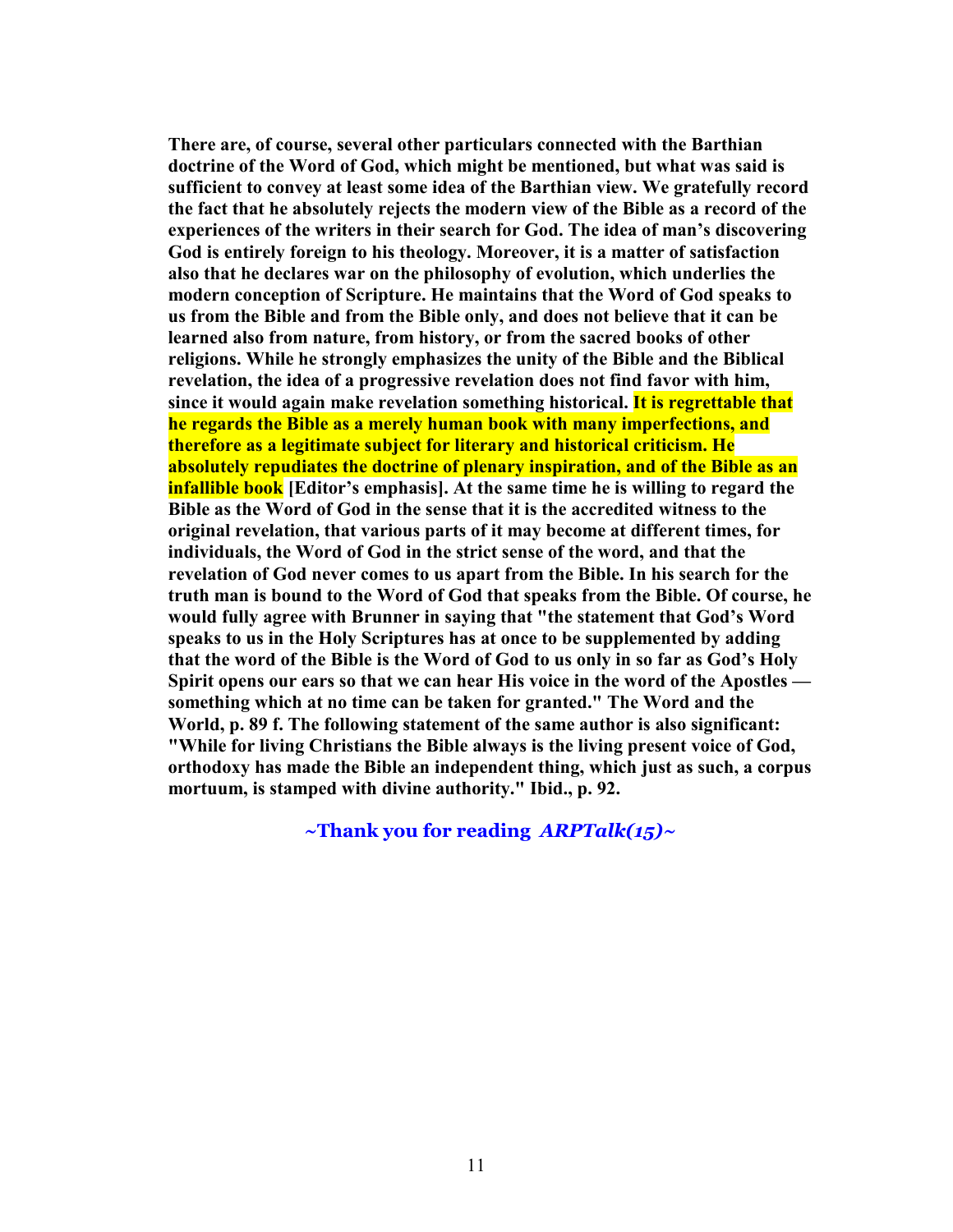**There are, of course, several other particulars connected with the Barthian doctrine of the Word of God, which might be mentioned, but what was said is sufficient to convey at least some idea of the Barthian view. We gratefully record the fact that he absolutely rejects the modern view of the Bible as a record of the experiences of the writers in their search for God. The idea of man's discovering God is entirely foreign to his theology. Moreover, it is a matter of satisfaction also that he declares war on the philosophy of evolution, which underlies the modern conception of Scripture. He maintains that the Word of God speaks to us from the Bible and from the Bible only, and does not believe that it can be learned also from nature, from history, or from the sacred books of other religions. While he strongly emphasizes the unity of the Bible and the Biblical revelation, the idea of a progressive revelation does not find favor with him, since it would again make revelation something historical. It is regrettable that he regards the Bible as a merely human book with many imperfections, and therefore as a legitimate subject for literary and historical criticism. He absolutely repudiates the doctrine of plenary inspiration, and of the Bible as an infallible book [Editor's emphasis]. At the same time he is willing to regard the Bible as the Word of God in the sense that it is the accredited witness to the original revelation, that various parts of it may become at different times, for individuals, the Word of God in the strict sense of the word, and that the revelation of God never comes to us apart from the Bible. In his search for the truth man is bound to the Word of God that speaks from the Bible. Of course, he would fully agree with Brunner in saying that "the statement that God's Word speaks to us in the Holy Scriptures has at once to be supplemented by adding that the word of the Bible is the Word of God to us only in so far as God's Holy Spirit opens our ears so that we can hear His voice in the word of the Apostles — something which at no time can be taken for granted." The Word and the World, p. 89 f. The following statement of the same author is also significant: "While for living Christians the Bible always is the living present voice of God, orthodoxy has made the Bible an independent thing, which just as such, a corpus mortuum, is stamped with divine authority." Ibid., p. 92.**

**~Thank you for reading *ARPTalk(15)*~**